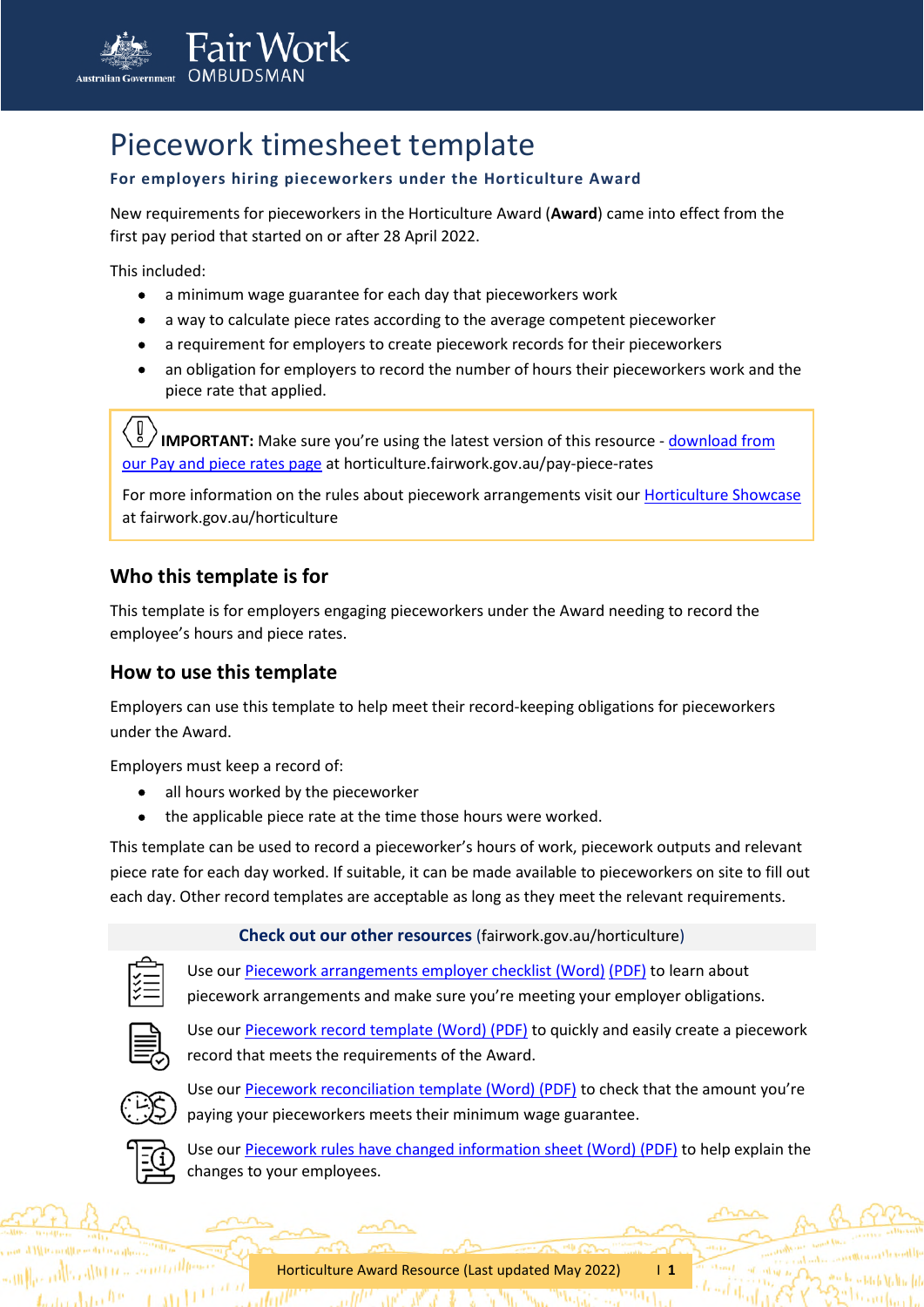# Piecework timesheet template

**For employers hiring pieceworkers under the Horticulture Award**

New requirements for pieceworkers in the Horticulture Award (**Award**) came into effect from the first pay period that started on or after 28 April 2022.

This included:

- a minimum wage guarantee for each day that pieceworkers work
- a way to calculate piece rates according to the average competent pieceworker
- a requirement for employers to create piecework records for their pieceworkers
- an obligation for employers to record the number of hours their pieceworkers work and the piece rate that applied.

> **IMPORTANT:** Make sure you're using the latest version of this resource - download from our Pay and piece rates page at horticulture.fairwork.gov.au/pay-piece-rates
>
> For more information on the rules about piecework arrangements visit our Horticulture Showcase at fairwork.gov.au/horticulture

## Who this template is for

This template is for employers engaging pieceworkers under the Award needing to record the employee's hours and piece rates.

## How to use this template

Employers can use this template to help meet their record-keeping obligations for pieceworkers under the Award.

Employers must keep a record of:

- all hours worked by the pieceworker
- the applicable piece rate at the time those hours were worked.

This template can be used to record a pieceworker's hours of work, piecework outputs and relevant piece rate for each day worked. If suitable, it can be made available to pieceworkers on site to fill out each day. Other record templates are acceptable as long as they meet the relevant requirements.

**Check out our other resources** (fairwork.gov.au/horticulture)

Use our Piecework arrangements employer checklist (Word) (PDF) to learn about piecework arrangements and make sure you're meeting your employer obligations.

Use our Piecework record template (Word) (PDF) to quickly and easily create a piecework record that meets the requirements of the Award.

Use our Piecework reconciliation template (Word) (PDF) to check that the amount you're paying your pieceworkers meets their minimum wage guarantee.

Use our Piecework rules have changed information sheet (Word) (PDF) to help explain the changes to your employees.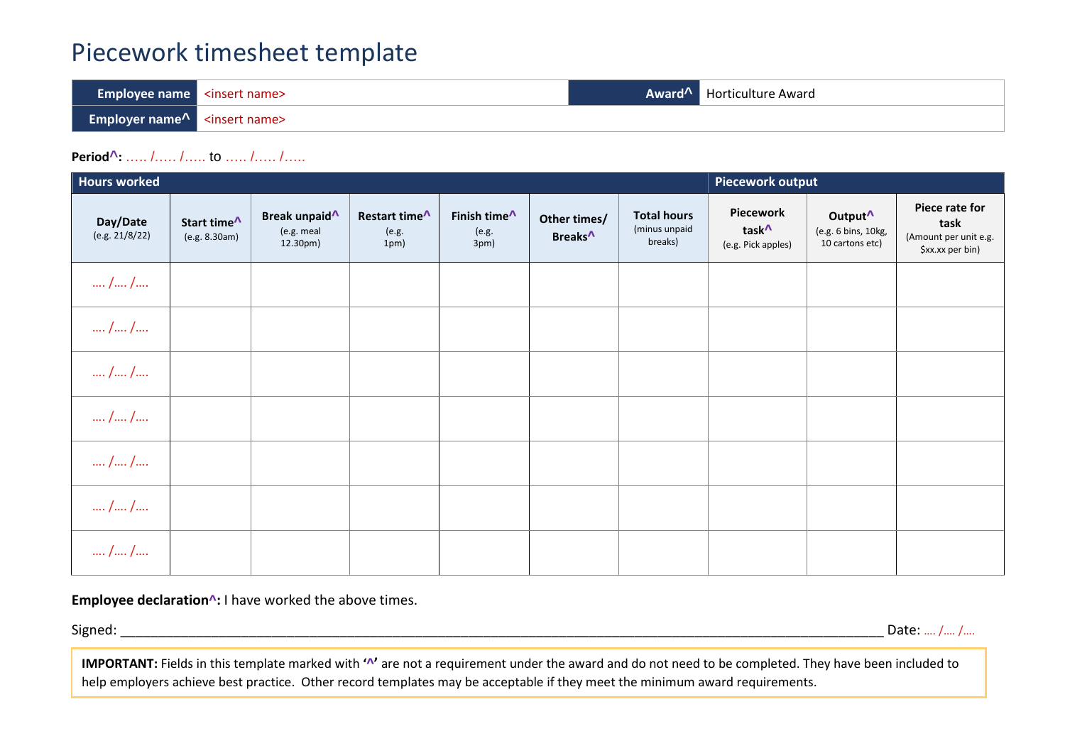# Piecework timesheet template

| | | | |
|---|---|---|---|
| **Employee name** | <insert name> | **Award^** | Horticulture Award |
| **Employer name^** | <insert name> | | |

**Period^:** ….. /….. /….. to ….. /….. /…..

| **Hours worked** | | | | | | | **Piecework output** | | |
|---|---|---|---|---|---|---|---|---|---|
| **Day/Date** (e.g. 21/8/22) | **Start time^** (e.g. 8.30am) | **Break unpaid^** (e.g. meal 12.30pm) | **Restart time^** (e.g. 1pm) | **Finish time^** (e.g. 3pm) | **Other times/ Breaks^** | **Total hours** (minus unpaid breaks) | **Piecework task^** (e.g. Pick apples) | **Output^** (e.g. 6 bins, 10kg, 10 cartons etc) | **Piece rate for task** (Amount per unit e.g. $xx.xx per bin) |
| …. /…. /…. | | | | | | | | | |
| …. /…. /…. | | | | | | | | | |
| …. /…. /…. | | | | | | | | | |
| …. /…. /…. | | | | | | | | | |
| …. /…. /…. | | | | | | | | | |
| …. /…. /…. | | | | | | | | | |
| …. /…. /…. | | | | | | | | | |

**Employee declaration^:** I have worked the above times.

Signed: ________________________________________________________________________________________ Date: …. /…. /….

**IMPORTANT:** Fields in this template marked with '**^**' are not a requirement under the award and do not need to be completed. They have been included to help employers achieve best practice. Other record templates may be acceptable if they meet the minimum award requirements.